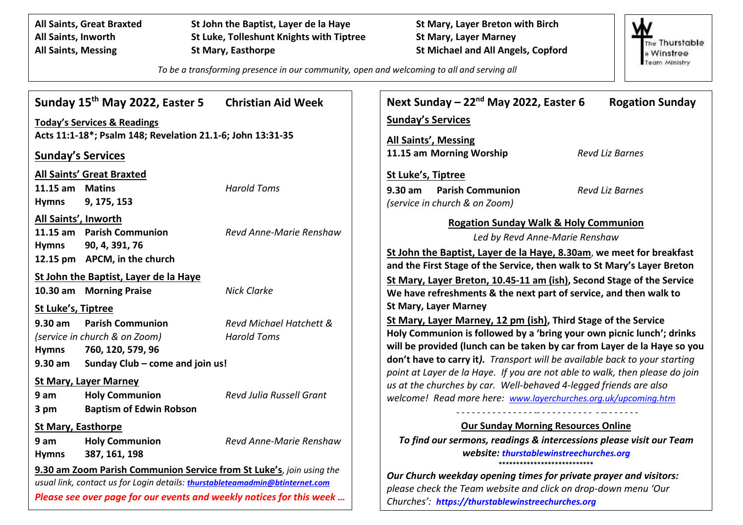**All Saints, Great Braxted**
**All Saints, Inworth**
**All Saints, Messing**
**St John the Baptist, Layer de la Haye**
**St Luke, Tolleshunt Knights with Tiptree**
**St Mary, Easthorpe**
**St Mary, Layer Breton with Birch**
**St Mary, Layer Marney**
**St Michael and All Angels, Copford**

The Thurstable & Winstree Team Ministry

*To be a transforming presence in our community, open and welcoming to all and serving all*

## Sunday 15th May 2022, Easter 5 — Christian Aid Week

**Today's Services & Readings**

**Acts 11:1-18*; Psalm 148; Revelation 21.1-6; John 13:31-35**

### Sunday's Services

**All Saints' Great Braxted**

**11.15 am Matins** — *Harold Toms*

**Hymns 9, 175, 153**

**All Saints', Inworth**

**11.15 am Parish Communion** — *Revd Anne-Marie Renshaw*

**Hymns 90, 4, 391, 76**

**12.15 pm APCM, in the church**

**St John the Baptist, Layer de la Haye**

**10.30 am Morning Praise** — *Nick Clarke*

**St Luke's, Tiptree**

**9.30 am Parish Communion** — *Revd Michael Hatchett & Harold Toms*

*(service in church & on Zoom)*

**Hymns 760, 120, 579, 96**

**9.30 am Sunday Club – come and join us!**

**St Mary, Layer Marney**

**9 am Holy Communion** — *Revd Julia Russell Grant*

**3 pm Baptism of Edwin Robson**

**St Mary, Easthorpe**

**9 am Holy Communion** — *Revd Anne-Marie Renshaw*

**Hymns 387, 161, 198**

**9.30 am Zoom Parish Communion Service from St Luke's**, *join using the usual link, contact us for Login details: thurstableteamadmin@btinternet.com*

***Please see over page for our events and weekly notices for this week …***

## Next Sunday – 22nd May 2022, Easter 6 — Rogation Sunday

**Sunday's Services**

**All Saints', Messing**

**11.15 am Morning Worship** — *Revd Liz Barnes*

**St Luke's, Tiptree**

**9.30 am Parish Communion** — *Revd Liz Barnes*

*(service in church & on Zoom)*

**Rogation Sunday Walk & Holy Communion**

*Led by Revd Anne-Marie Renshaw*

**St John the Baptist, Layer de la Haye, 8.30am, we meet for breakfast and the First Stage of the Service, then walk to St Mary's Layer Breton**

**St Mary, Layer Breton, 10.45-11 am (ish), Second Stage of the Service We have refreshments & the next part of service, and then walk to St Mary, Layer Marney**

**St Mary, Layer Marney, 12 pm (ish), Third Stage of the Service Holy Communion is followed by a 'bring your own picnic lunch'; drinks will be provided (lunch can be taken by car from Layer de la Haye so you don't have to carry it).** *Transport will be available back to your starting point at Layer de la Haye. If you are not able to walk, then please do join us at the churches by car. Well-behaved 4-legged friends are also welcome! Read more here: www.layerchurches.org.uk/upcoming.htm*

---

**Our Sunday Morning Resources Online**

***To find our sermons, readings & intercessions please visit our Team website: thurstablewinstreechurches.org***

---

***Our Church weekday opening times for private prayer and visitors:*** *please check the Team website and click on drop-down menu 'Our Churches': https://thurstablewinstreechurches.org*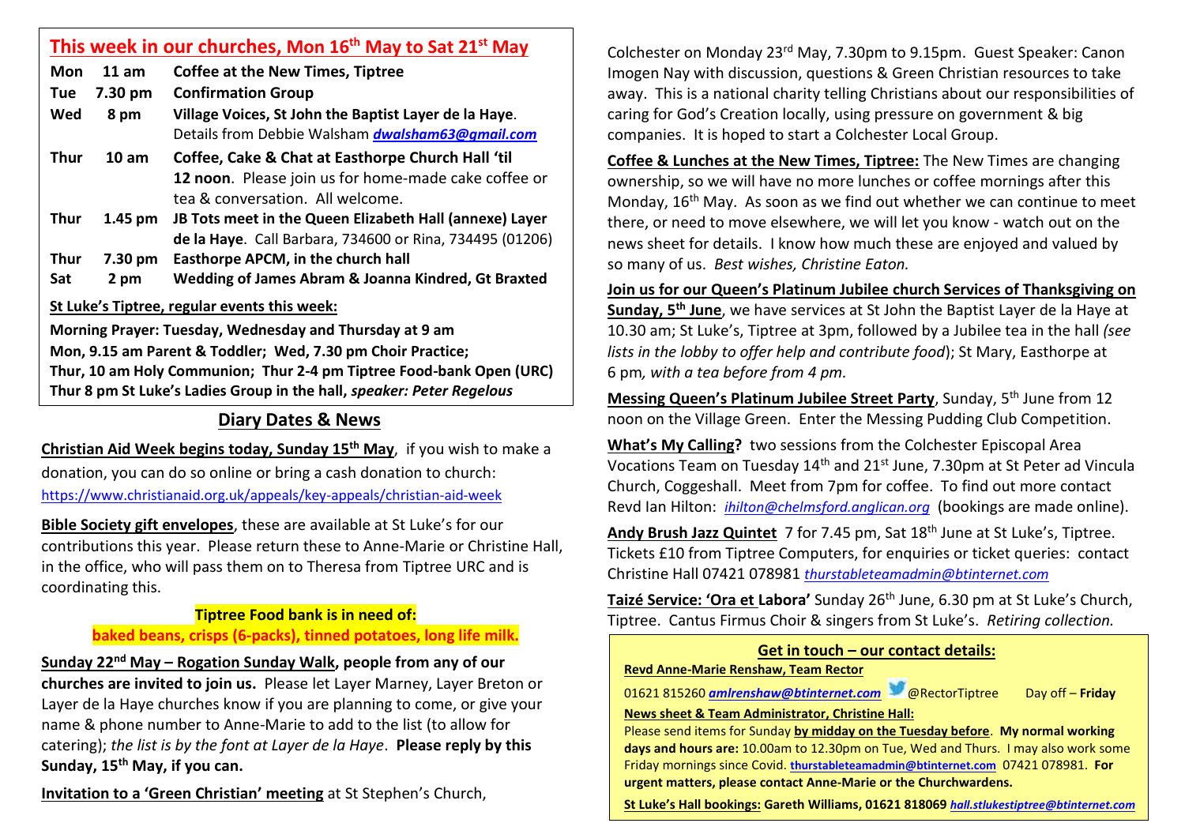## This week in our churches, Mon 16th May to Sat 21st May

| | | |
|---|---|---|
| Mon | 11 am | **Coffee at the New Times, Tiptree** |
| Tue | 7.30 pm | **Confirmation Group** |
| Wed | 8 pm | **Village Voices, St John the Baptist Layer de la Haye**. Details from Debbie Walsham ***dwalsham63@gmail.com*** |
| Thur | 10 am | **Coffee, Cake & Chat at Easthorpe Church Hall 'til 12 noon**. Please join us for home-made cake coffee or tea & conversation. All welcome. |
| Thur | 1.45 pm | **JB Tots meet in the Queen Elizabeth Hall (annexe) Layer de la Haye**. Call Barbara, 734600 or Rina, 734495 (01206) |
| Thur | 7.30 pm | **Easthorpe APCM, in the church hall** |
| Sat | 2 pm | **Wedding of James Abram & Joanna Kindred, Gt Braxted** |

**St Luke's Tiptree, regular events this week:**

**Morning Prayer: Tuesday, Wednesday and Thursday at 9 am**
**Mon, 9.15 am Parent & Toddler; Wed, 7.30 pm Choir Practice;**
**Thur, 10 am Holy Communion; Thur 2-4 pm Tiptree Food-bank Open (URC)**
**Thur 8 pm St Luke's Ladies Group in the hall, *speaker: Peter Regelous***

## Diary Dates & News

**Christian Aid Week begins today, Sunday 15th May**, if you wish to make a donation, you can do so online or bring a cash donation to church: https://www.christianaid.org.uk/appeals/key-appeals/christian-aid-week

**Bible Society gift envelopes**, these are available at St Luke's for our contributions this year. Please return these to Anne-Marie or Christine Hall, in the office, who will pass them on to Theresa from Tiptree URC and is coordinating this.

**Tiptree Food bank is in need of:**
**baked beans, crisps (6-packs), tinned potatoes, long life milk.**

**Sunday 22nd May – Rogation Sunday Walk, people from any of our churches are invited to join us.** Please let Layer Marney, Layer Breton or Layer de la Haye churches know if you are planning to come, or give your name & phone number to Anne-Marie to add to the list (to allow for catering); *the list is by the font at Layer de la Haye*. **Please reply by this Sunday, 15th May, if you can.**

**Invitation to a 'Green Christian' meeting** at St Stephen's Church, Colchester on Monday 23rd May, 7.30pm to 9.15pm. Guest Speaker: Canon Imogen Nay with discussion, questions & Green Christian resources to take away. This is a national charity telling Christians about our responsibilities of caring for God's Creation locally, using pressure on government & big companies. It is hoped to start a Colchester Local Group.

**Coffee & Lunches at the New Times, Tiptree:** The New Times are changing ownership, so we will have no more lunches or coffee mornings after this Monday, 16th May. As soon as we find out whether we can continue to meet there, or need to move elsewhere, we will let you know - watch out on the news sheet for details. I know how much these are enjoyed and valued by so many of us. *Best wishes, Christine Eaton.*

**Join us for our Queen's Platinum Jubilee church Services of Thanksgiving on Sunday, 5th June**, we have services at St John the Baptist Layer de la Haye at 10.30 am; St Luke's, Tiptree at 3pm, followed by a Jubilee tea in the hall *(see lists in the lobby to offer help and contribute food*); St Mary, Easthorpe at 6 pm*, with a tea before from 4 pm.*

**Messing Queen's Platinum Jubilee Street Party**, Sunday, 5th June from 12 noon on the Village Green. Enter the Messing Pudding Club Competition.

**What's My Calling?** two sessions from the Colchester Episcopal Area Vocations Team on Tuesday 14th and 21st June, 7.30pm at St Peter ad Vincula Church, Coggeshall. Meet from 7pm for coffee. To find out more contact Revd Ian Hilton: *ihilton@chelmsford.anglican.org* (bookings are made online).

**Andy Brush Jazz Quintet** 7 for 7.45 pm, Sat 18th June at St Luke's, Tiptree. Tickets £10 from Tiptree Computers, for enquiries or ticket queries: contact Christine Hall 07421 078981 *thurstableteamadmin@btinternet.com*

**Taizé Service: 'Ora et Labora'** Sunday 26th June, 6.30 pm at St Luke's Church, Tiptree. Cantus Firmus Choir & singers from St Luke's. *Retiring collection.*

**Get in touch – our contact details:**

**Revd Anne-Marie Renshaw, Team Rector**
01621 815260 ***amlrenshaw@btinternet.com*** @RectorTiptree Day off – **Friday**

**News sheet & Team Administrator, Christine Hall:**
Please send items for Sunday **by midday on the Tuesday before**. **My normal working days and hours are:** 10.00am to 12.30pm on Tue, Wed and Thurs. I may also work some Friday mornings since Covid. **thurstableteamadmin@btinternet.com** 07421 078981. **For urgent matters, please contact Anne-Marie or the Churchwardens.**

**St Luke's Hall bookings: Gareth Williams, 01621 818069 *hall.stlukestiptree@btinternet.com***